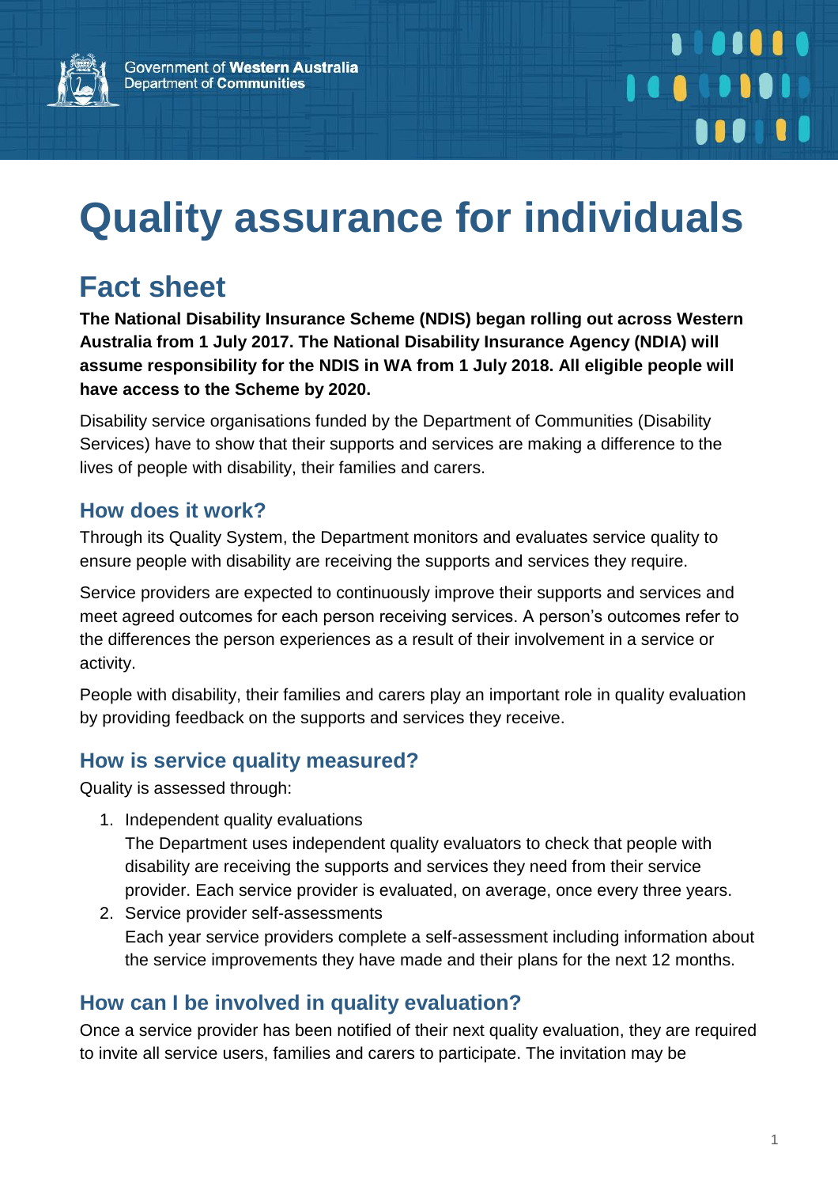# Quality assurance for individuals

## Fact sheet

**The National Disability Insurance Scheme (NDIS) began rolling out across Western Australia from 1 July 2017. The National Disability Insurance Agency (NDIA) will assume responsibility for the NDIS in WA from 1 July 2018. All eligible people will have access to the Scheme by 2020.**

Disability service organisations funded by the Department of Communities (Disability Services) have to show that their supports and services are making a difference to the lives of people with disability, their families and carers.

### How does it work?

Through its Quality System, the Department monitors and evaluates service quality to ensure people with disability are receiving the supports and services they require.

Service providers are expected to continuously improve their supports and services and meet agreed outcomes for each person receiving services. A person's outcomes refer to the differences the person experiences as a result of their involvement in a service or activity.

People with disability, their families and carers play an important role in quality evaluation by providing feedback on the supports and services they receive.

### How is service quality measured?

Quality is assessed through:

1. Independent quality evaluations
   The Department uses independent quality evaluators to check that people with disability are receiving the supports and services they need from their service provider. Each service provider is evaluated, on average, once every three years.
2. Service provider self-assessments
   Each year service providers complete a self-assessment including information about the service improvements they have made and their plans for the next 12 months.

### How can I be involved in quality evaluation?

Once a service provider has been notified of their next quality evaluation, they are required to invite all service users, families and carers to participate. The invitation may be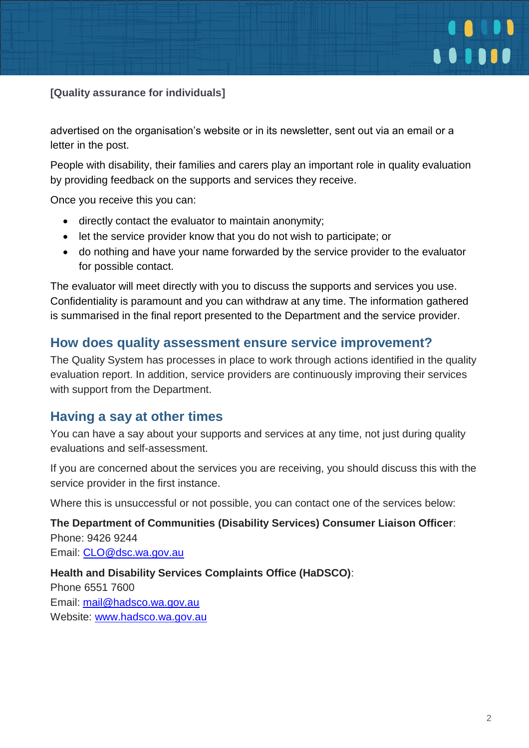advertised on the organisation's website or in its newsletter, sent out via an email or a letter in the post.

People with disability, their families and carers play an important role in quality evaluation by providing feedback on the supports and services they receive.

Once you receive this you can:

- directly contact the evaluator to maintain anonymity;
- let the service provider know that you do not wish to participate; or
- do nothing and have your name forwarded by the service provider to the evaluator for possible contact.

The evaluator will meet directly with you to discuss the supports and services you use. Confidentiality is paramount and you can withdraw at any time. The information gathered is summarised in the final report presented to the Department and the service provider.

## How does quality assessment ensure service improvement?

The Quality System has processes in place to work through actions identified in the quality evaluation report. In addition, service providers are continuously improving their services with support from the Department.

## Having a say at other times

You can have a say about your supports and services at any time, not just during quality evaluations and self-assessment.

If you are concerned about the services you are receiving, you should discuss this with the service provider in the first instance.

Where this is unsuccessful or not possible, you can contact one of the services below:

**The Department of Communities (Disability Services) Consumer Liaison Officer**:
Phone: 9426 9244
Email: CLO@dsc.wa.gov.au

**Health and Disability Services Complaints Office (HaDSCO)**:
Phone 6551 7600
Email: mail@hadsco.wa.gov.au
Website: www.hadsco.wa.gov.au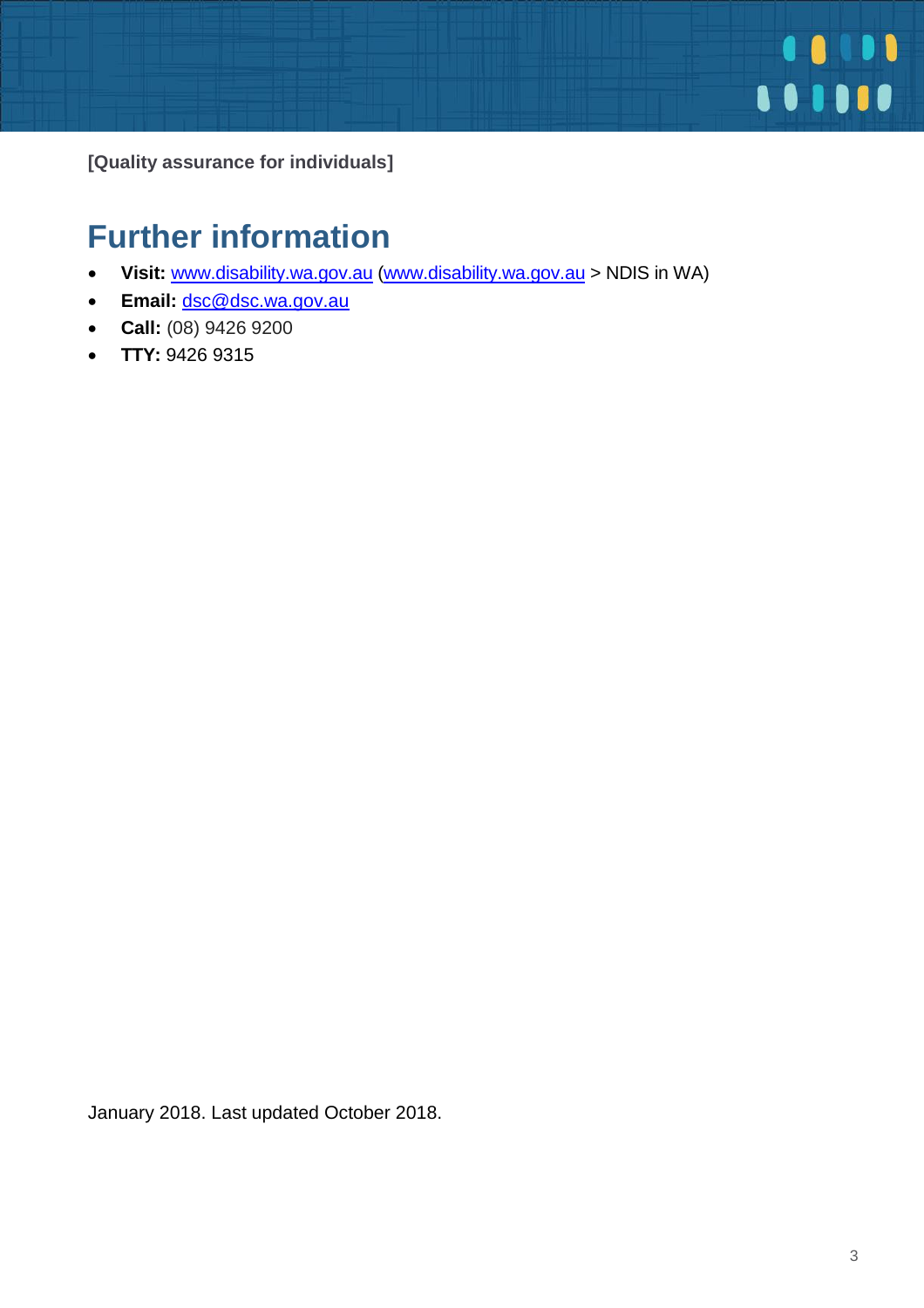**[Quality assurance for individuals]**

## Further information

- **Visit:** www.disability.wa.gov.au (www.disability.wa.gov.au > NDIS in WA)
- **Email:** dsc@dsc.wa.gov.au
- **Call:** (08) 9426 9200
- **TTY:** 9426 9315

January 2018. Last updated October 2018.